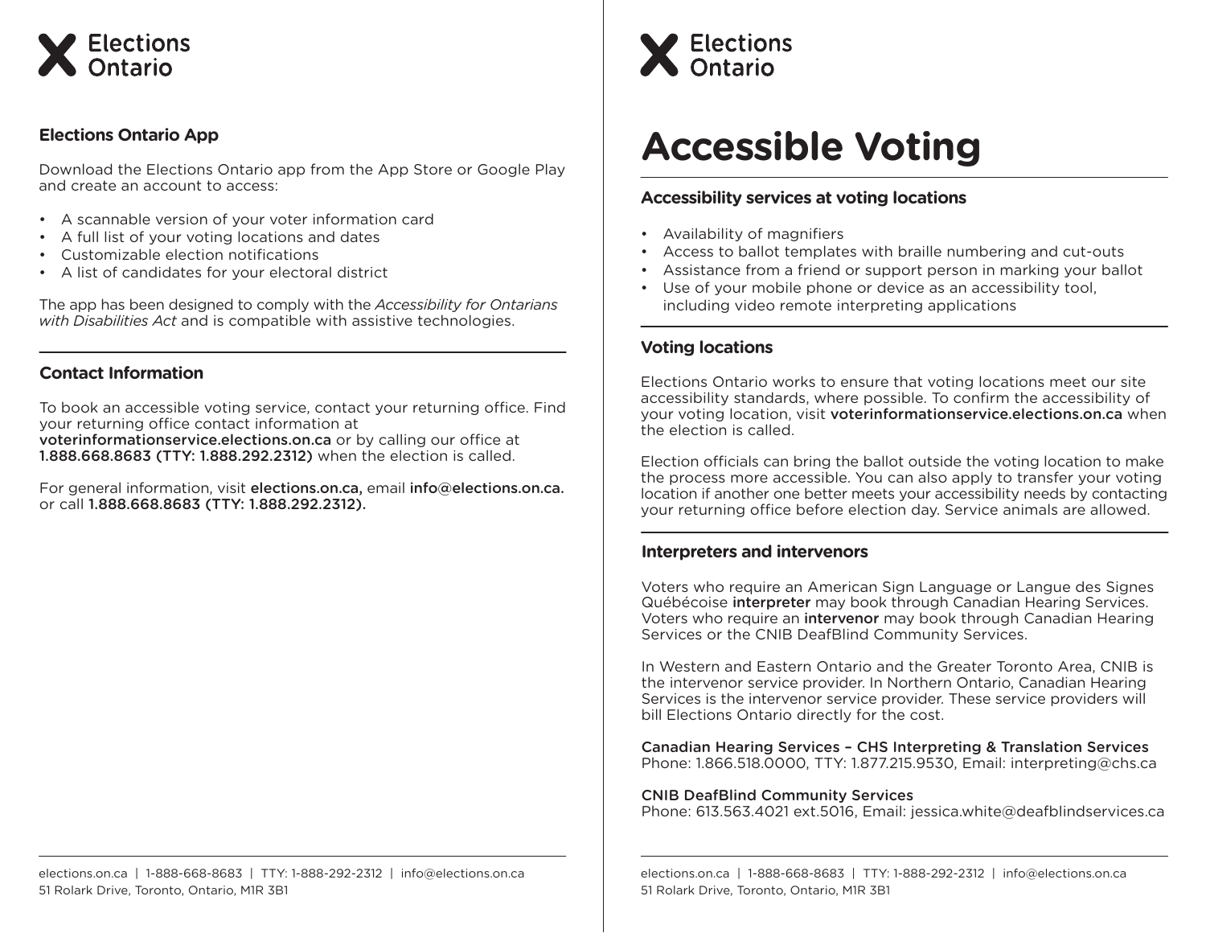# Accessible Voting

## Accessibility services at voting locations

- Availability of magnifiers
- Access to ballot templates with braille numbering and cut-outs
- Assistance from a friend or support person in marking your ballot
- Use of your mobile phone or device as an accessibility tool, including video remote interpreting applications

## Voting locations

Elections Ontario works to ensure that voting locations meet our site accessibility standards, where possible. To confirm the accessibility of your voting location, visit **voterinformationservice.elections.on.ca** when the election is called.

Election officials can bring the ballot outside the voting location to make the process more accessible. You can also apply to transfer your voting location if another one better meets your accessibility needs by contacting your returning office before election day. Service animals are allowed.

## Interpreters and intervenors

Voters who require an American Sign Language or Langue des Signes Québécoise **interpreter** may book through Canadian Hearing Services. Voters who require an **intervenor** may book through Canadian Hearing Services or the CNIB DeafBlind Community Services.

In Western and Eastern Ontario and the Greater Toronto Area, CNIB is the intervenor service provider. In Northern Ontario, Canadian Hearing Services is the intervenor service provider. These service providers will bill Elections Ontario directly for the cost.

**Canadian Hearing Services – CHS Interpreting & Translation Services**
Phone: 1.866.518.0000, TTY: 1.877.215.9530, Email: interpreting@chs.ca

**CNIB DeafBlind Community Services**
Phone: 613.563.4021 ext.5016, Email: jessica.white@deafblindservices.ca

## Elections Ontario App

Download the Elections Ontario app from the App Store or Google Play and create an account to access:

- A scannable version of your voter information card
- A full list of your voting locations and dates
- Customizable election notifications
- A list of candidates for your electoral district

The app has been designed to comply with the *Accessibility for Ontarians with Disabilities Act* and is compatible with assistive technologies.

## Contact Information

To book an accessible voting service, contact your returning office. Find your returning office contact information at **voterinformationservice.elections.on.ca** or by calling our office at **1.888.668.8683 (TTY: 1.888.292.2312)** when the election is called.

For general information, visit **elections.on.ca,** email **info@elections.on.ca.** or call **1.888.668.8683 (TTY: 1.888.292.2312).**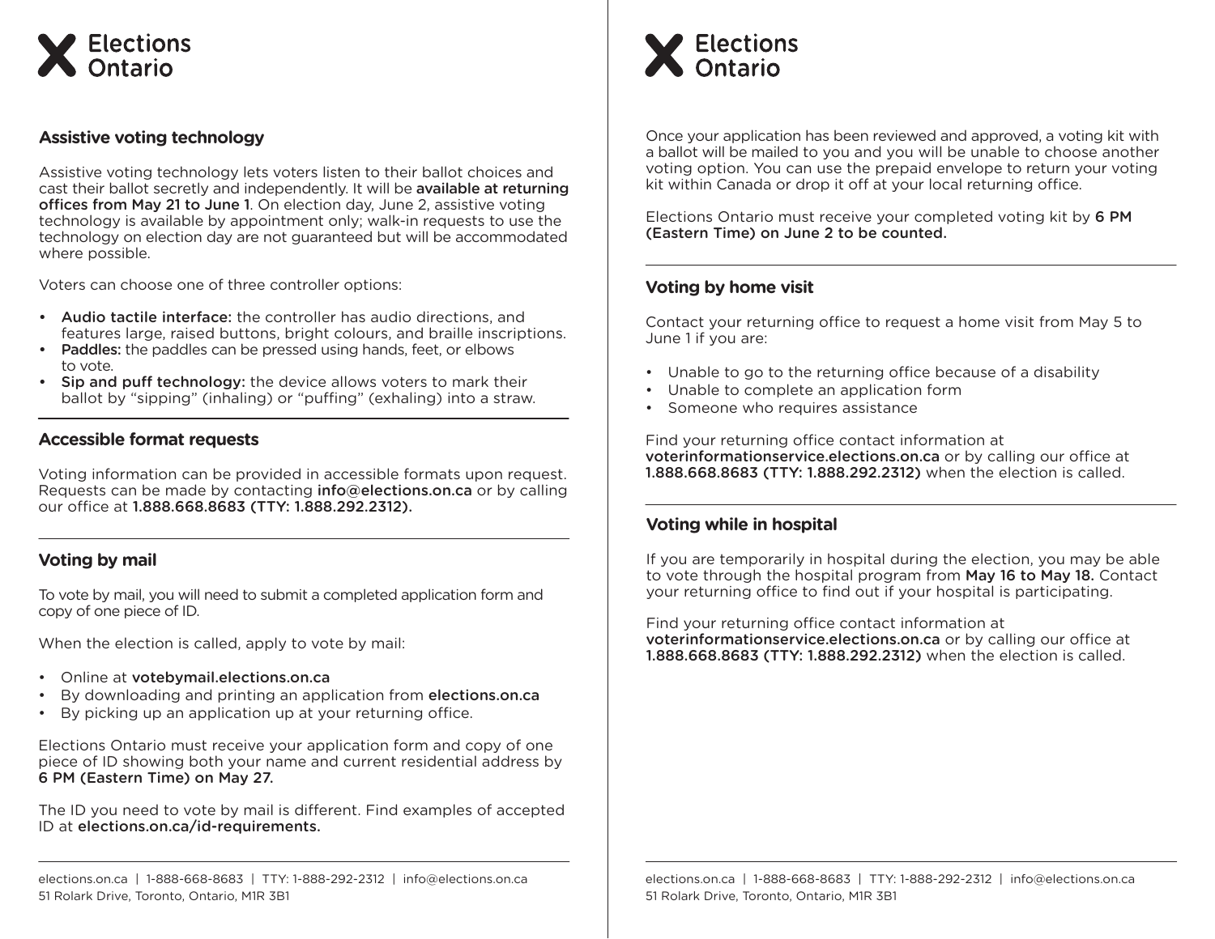## Assistive voting technology

Assistive voting technology lets voters listen to their ballot choices and cast their ballot secretly and independently. It will be **available at returning offices from May 21 to June 1**. On election day, June 2, assistive voting technology is available by appointment only; walk-in requests to use the technology on election day are not guaranteed but will be accommodated where possible.

Voters can choose one of three controller options:

- **Audio tactile interface:** the controller has audio directions, and features large, raised buttons, bright colours, and braille inscriptions.
- **Paddles:** the paddles can be pressed using hands, feet, or elbows to vote.
- **Sip and puff technology:** the device allows voters to mark their ballot by "sipping" (inhaling) or "puffing" (exhaling) into a straw.

## Accessible format requests

Voting information can be provided in accessible formats upon request. Requests can be made by contacting **info@elections.on.ca** or by calling our office at **1.888.668.8683 (TTY: 1.888.292.2312).**

## Voting by mail

To vote by mail, you will need to submit a completed application form and copy of one piece of ID.

When the election is called, apply to vote by mail:

- Online at **votebymail.elections.on.ca**
- By downloading and printing an application from **elections.on.ca**
- By picking up an application up at your returning office.

Elections Ontario must receive your application form and copy of one piece of ID showing both your name and current residential address by **6 PM (Eastern Time) on May 27.**

The ID you need to vote by mail is different. Find examples of accepted ID at **elections.on.ca/id-requirements.**

Once your application has been reviewed and approved, a voting kit with a ballot will be mailed to you and you will be unable to choose another voting option. You can use the prepaid envelope to return your voting kit within Canada or drop it off at your local returning office.

Elections Ontario must receive your completed voting kit by **6 PM (Eastern Time) on June 2 to be counted.**

## Voting by home visit

Contact your returning office to request a home visit from May 5 to June 1 if you are:

- Unable to go to the returning office because of a disability
- Unable to complete an application form
- Someone who requires assistance

Find your returning office contact information at **voterinformationservice.elections.on.ca** or by calling our office at **1.888.668.8683 (TTY: 1.888.292.2312)** when the election is called.

## Voting while in hospital

If you are temporarily in hospital during the election, you may be able to vote through the hospital program from **May 16 to May 18.** Contact your returning office to find out if your hospital is participating.

Find your returning office contact information at **voterinformationservice.elections.on.ca** or by calling our office at **1.888.668.8683 (TTY: 1.888.292.2312)** when the election is called.